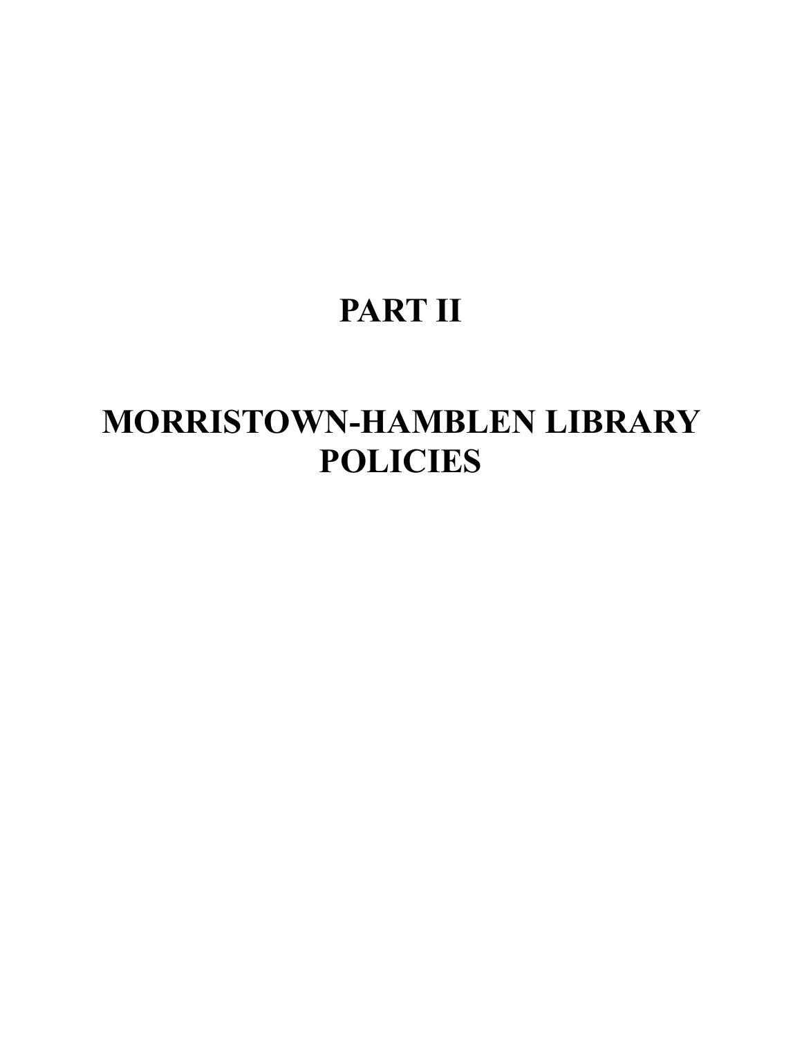# PART II

# MORRISTOWN-HAMBLEN LIBRARY POLICIES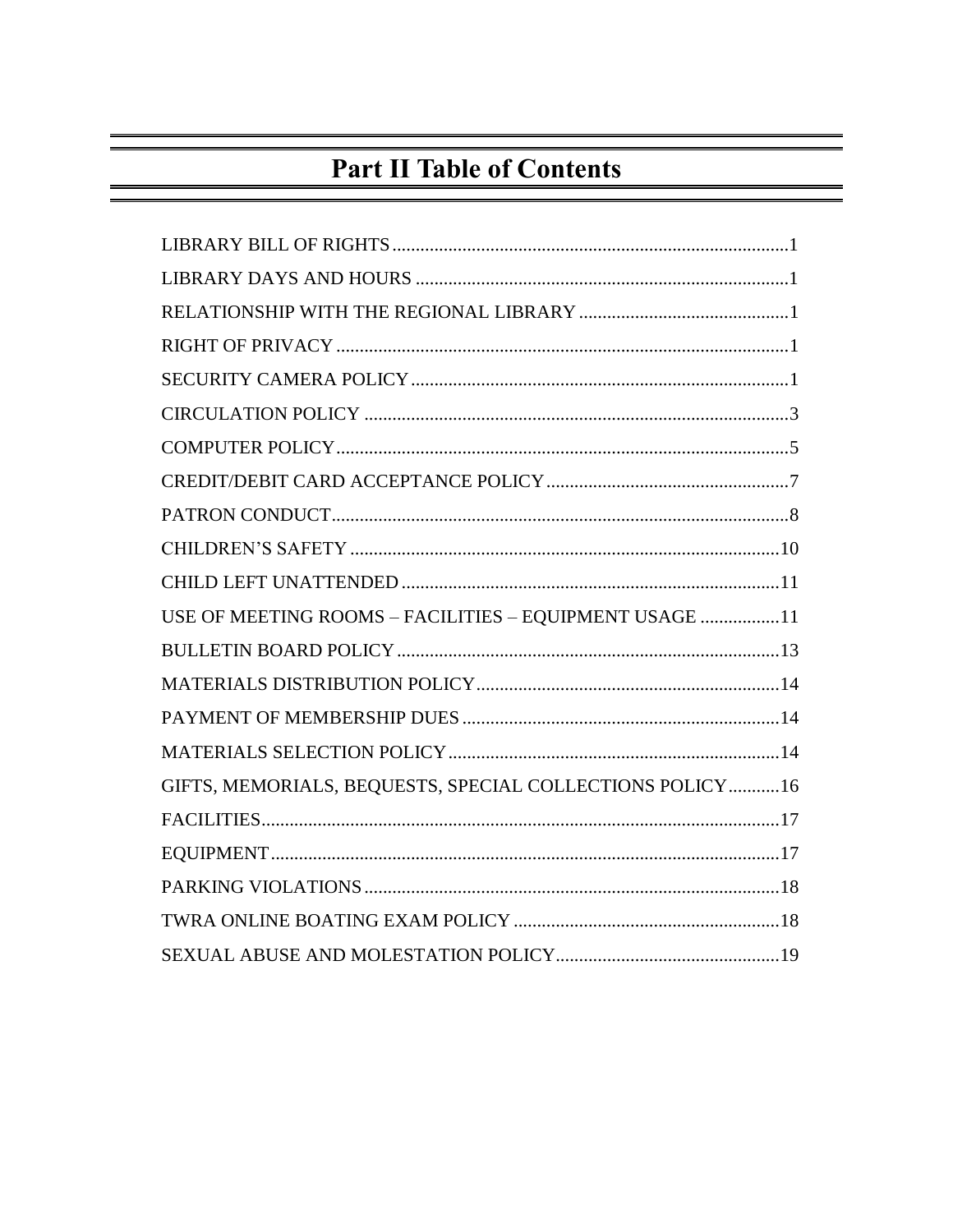# Part II Table of Contents

LIBRARY BILL OF RIGHTS....................................................................................1
LIBRARY DAYS AND HOURS ...............................................................................1
RELATIONSHIP WITH THE REGIONAL LIBRARY ............................................1
RIGHT OF PRIVACY ...............................................................................................1
SECURITY CAMERA POLICY................................................................................1
CIRCULATION POLICY ..........................................................................................3
COMPUTER POLICY................................................................................................5
CREDIT/DEBIT CARD ACCEPTANCE POLICY....................................................7
PATRON CONDUCT.................................................................................................8
CHILDREN'S SAFETY ............................................................................................10
CHILD LEFT UNATTENDED .................................................................................11
USE OF MEETING ROOMS – FACILITIES – EQUIPMENT USAGE .................11
BULLETIN BOARD POLICY..................................................................................13
MATERIALS DISTRIBUTION POLICY.................................................................14
PAYMENT OF MEMBERSHIP DUES ....................................................................14
MATERIALS SELECTION POLICY.......................................................................14
GIFTS, MEMORIALS, BEQUESTS, SPECIAL COLLECTIONS POLICY...........16
FACILITIES...............................................................................................................17
EQUIPMENT.............................................................................................................17
PARKING VIOLATIONS .........................................................................................18
TWRA ONLINE BOATING EXAM POLICY .........................................................18
SEXUAL ABUSE AND MOLESTATION POLICY................................................19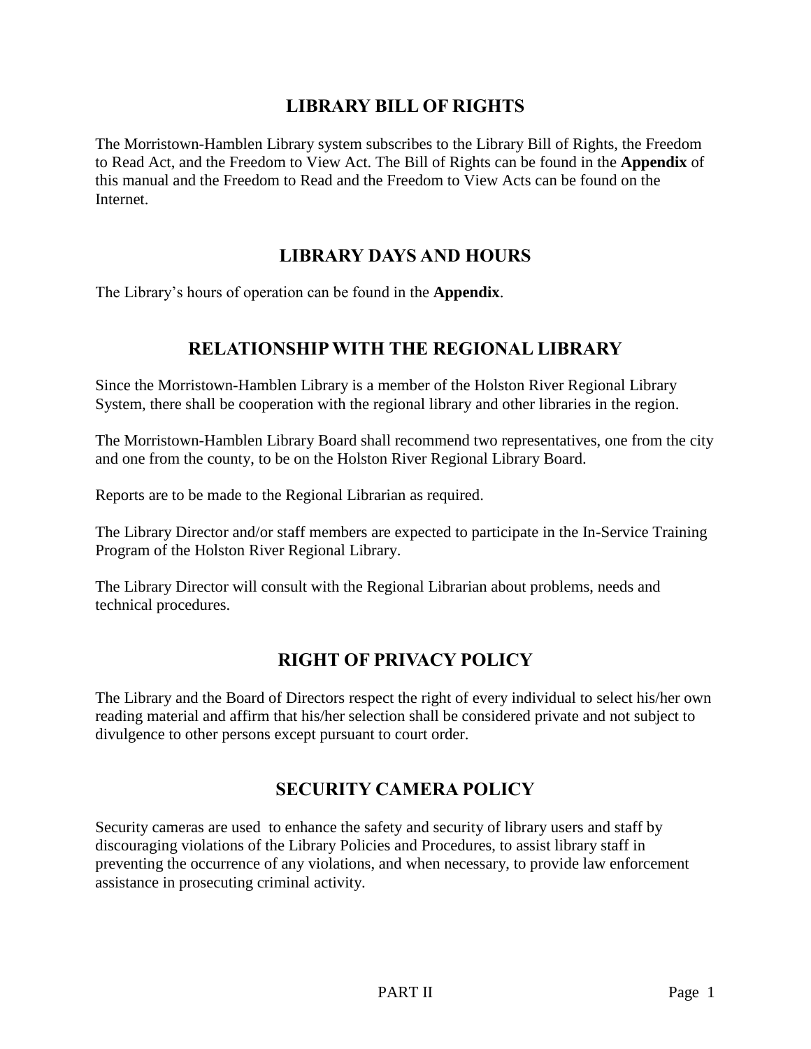## LIBRARY BILL OF RIGHTS

The Morristown-Hamblen Library system subscribes to the Library Bill of Rights, the Freedom to Read Act, and the Freedom to View Act. The Bill of Rights can be found in the **Appendix** of this manual and the Freedom to Read and the Freedom to View Acts can be found on the Internet.

## LIBRARY DAYS AND HOURS

The Library's hours of operation can be found in the **Appendix**.

## RELATIONSHIP WITH THE REGIONAL LIBRARY

Since the Morristown-Hamblen Library is a member of the Holston River Regional Library System, there shall be cooperation with the regional library and other libraries in the region.

The Morristown-Hamblen Library Board shall recommend two representatives, one from the city and one from the county, to be on the Holston River Regional Library Board.

Reports are to be made to the Regional Librarian as required.

The Library Director and/or staff members are expected to participate in the In-Service Training Program of the Holston River Regional Library.

The Library Director will consult with the Regional Librarian about problems, needs and technical procedures.

## RIGHT OF PRIVACY POLICY

The Library and the Board of Directors respect the right of every individual to select his/her own reading material and affirm that his/her selection shall be considered private and not subject to divulgence to other persons except pursuant to court order.

## SECURITY CAMERA POLICY

Security cameras are used to enhance the safety and security of library users and staff by discouraging violations of the Library Policies and Procedures, to assist library staff in preventing the occurrence of any violations, and when necessary, to provide law enforcement assistance in prosecuting criminal activity.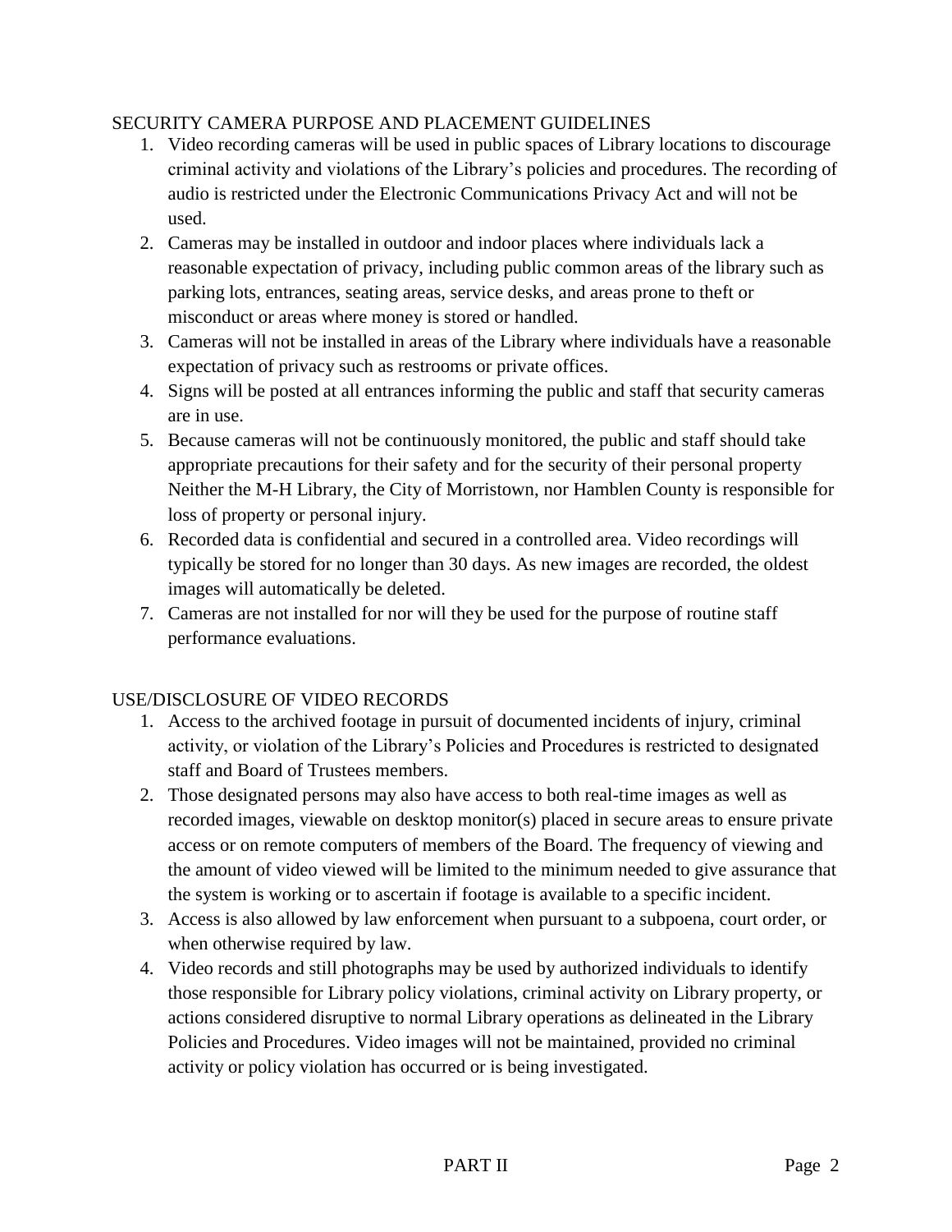## SECURITY CAMERA PURPOSE AND PLACEMENT GUIDELINES

1. Video recording cameras will be used in public spaces of Library locations to discourage criminal activity and violations of the Library's policies and procedures. The recording of audio is restricted under the Electronic Communications Privacy Act and will not be used.
2. Cameras may be installed in outdoor and indoor places where individuals lack a reasonable expectation of privacy, including public common areas of the library such as parking lots, entrances, seating areas, service desks, and areas prone to theft or misconduct or areas where money is stored or handled.
3. Cameras will not be installed in areas of the Library where individuals have a reasonable expectation of privacy such as restrooms or private offices.
4. Signs will be posted at all entrances informing the public and staff that security cameras are in use.
5. Because cameras will not be continuously monitored, the public and staff should take appropriate precautions for their safety and for the security of their personal property Neither the M-H Library, the City of Morristown, nor Hamblen County is responsible for loss of property or personal injury.
6. Recorded data is confidential and secured in a controlled area. Video recordings will typically be stored for no longer than 30 days. As new images are recorded, the oldest images will automatically be deleted.
7. Cameras are not installed for nor will they be used for the purpose of routine staff performance evaluations.

## USE/DISCLOSURE OF VIDEO RECORDS

1. Access to the archived footage in pursuit of documented incidents of injury, criminal activity, or violation of the Library's Policies and Procedures is restricted to designated staff and Board of Trustees members.
2. Those designated persons may also have access to both real-time images as well as recorded images, viewable on desktop monitor(s) placed in secure areas to ensure private access or on remote computers of members of the Board. The frequency of viewing and the amount of video viewed will be limited to the minimum needed to give assurance that the system is working or to ascertain if footage is available to a specific incident.
3. Access is also allowed by law enforcement when pursuant to a subpoena, court order, or when otherwise required by law.
4. Video records and still photographs may be used by authorized individuals to identify those responsible for Library policy violations, criminal activity on Library property, or actions considered disruptive to normal Library operations as delineated in the Library Policies and Procedures. Video images will not be maintained, provided no criminal activity or policy violation has occurred or is being investigated.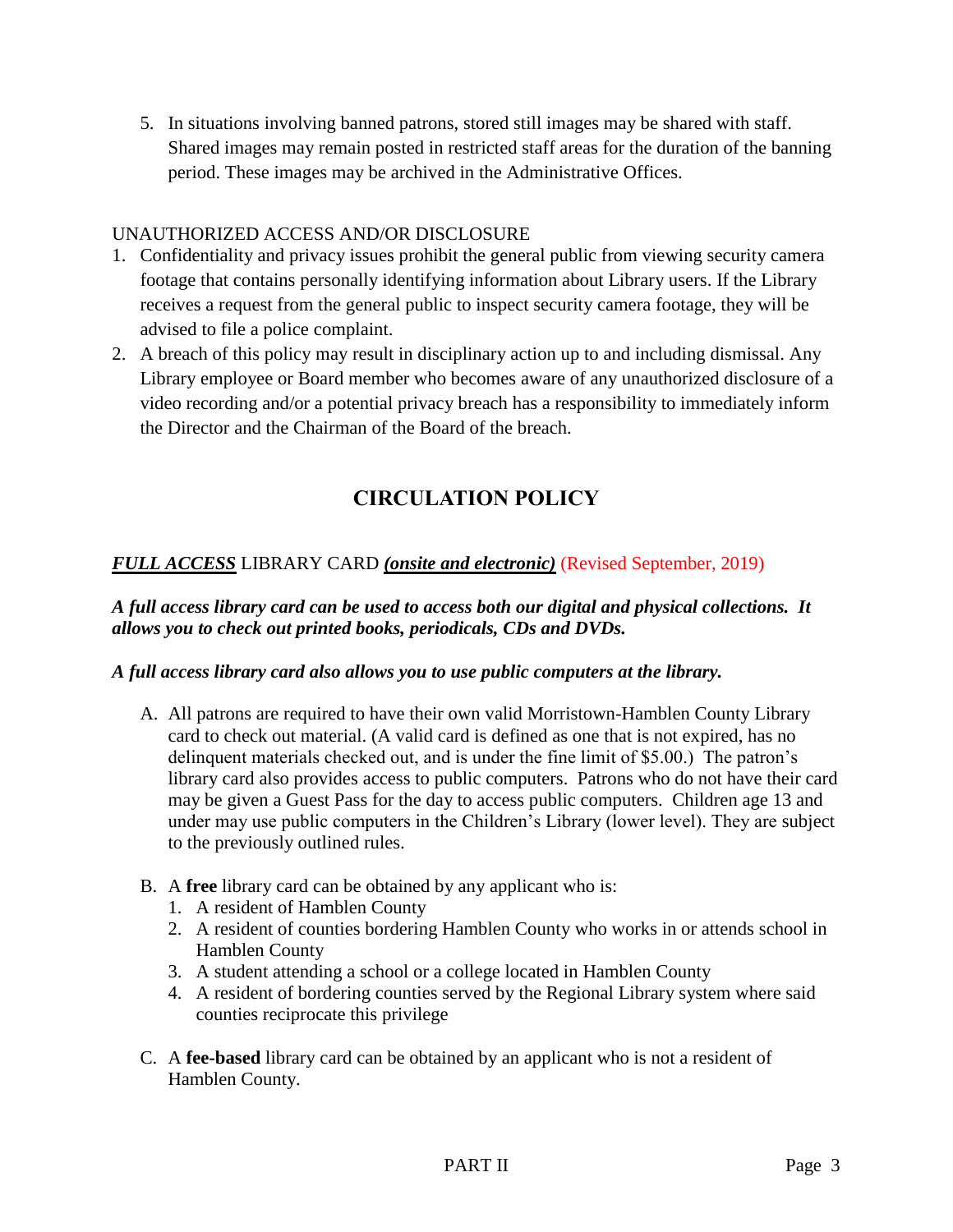5. In situations involving banned patrons, stored still images may be shared with staff. Shared images may remain posted in restricted staff areas for the duration of the banning period. These images may be archived in the Administrative Offices.

UNAUTHORIZED ACCESS AND/OR DISCLOSURE

1. Confidentiality and privacy issues prohibit the general public from viewing security camera footage that contains personally identifying information about Library users. If the Library receives a request from the general public to inspect security camera footage, they will be advised to file a police complaint.
2. A breach of this policy may result in disciplinary action up to and including dismissal. Any Library employee or Board member who becomes aware of any unauthorized disclosure of a video recording and/or a potential privacy breach has a responsibility to immediately inform the Director and the Chairman of the Board of the breach.

# CIRCULATION POLICY

***FULL ACCESS*** LIBRARY CARD ***(onsite and electronic)*** (Revised September, 2019)

***A full access library card can be used to access both our digital and physical collections. It allows you to check out printed books, periodicals, CDs and DVDs.***

***A full access library card also allows you to use public computers at the library.***

A. All patrons are required to have their own valid Morristown-Hamblen County Library card to check out material. (A valid card is defined as one that is not expired, has no delinquent materials checked out, and is under the fine limit of $5.00.) The patron's library card also provides access to public computers. Patrons who do not have their card may be given a Guest Pass for the day to access public computers. Children age 13 and under may use public computers in the Children's Library (lower level). They are subject to the previously outlined rules.

B. A **free** library card can be obtained by any applicant who is:
   1. A resident of Hamblen County
   2. A resident of counties bordering Hamblen County who works in or attends school in Hamblen County
   3. A student attending a school or a college located in Hamblen County
   4. A resident of bordering counties served by the Regional Library system where said counties reciprocate this privilege

C. A **fee-based** library card can be obtained by an applicant who is not a resident of Hamblen County.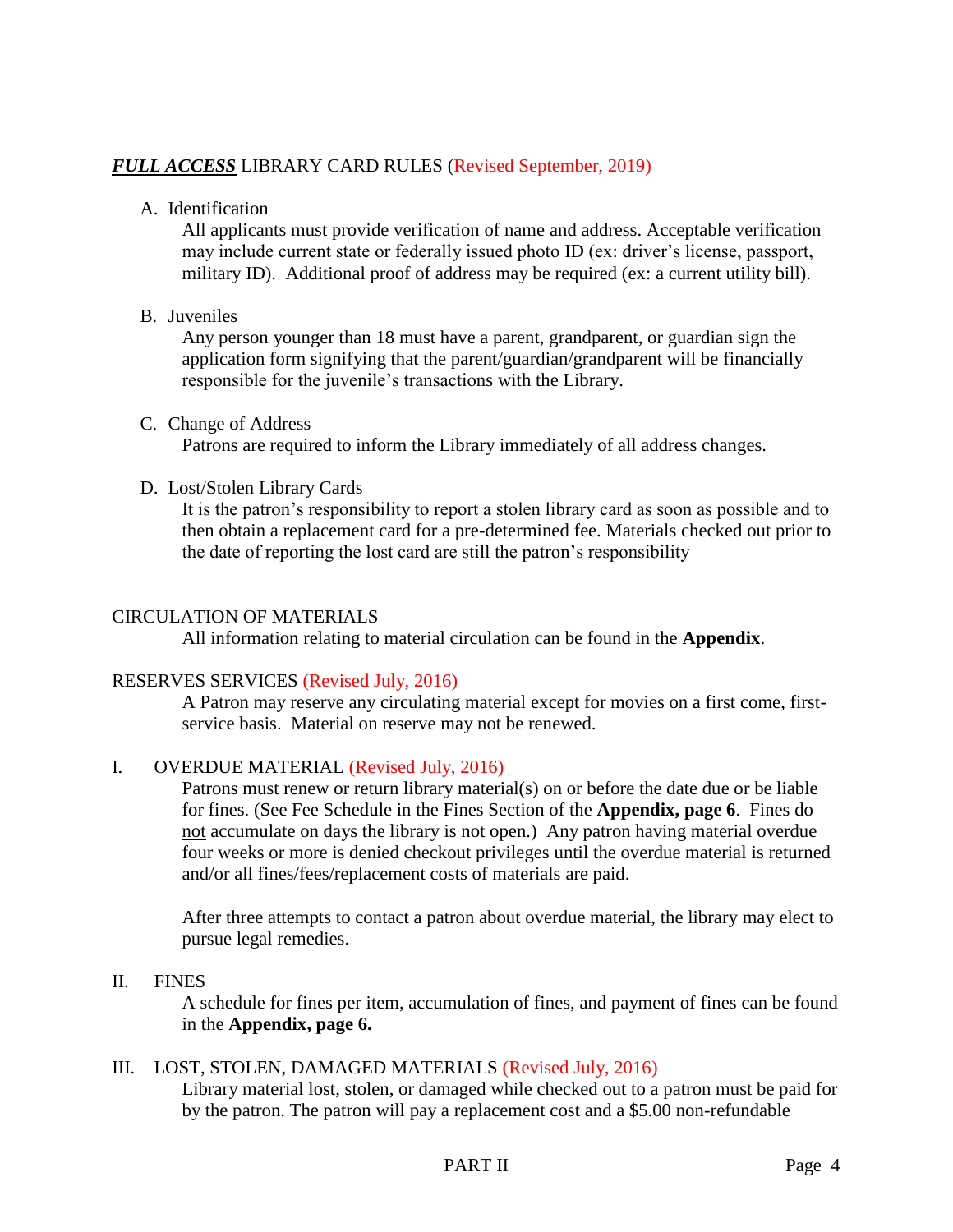## ***FULL ACCESS*** LIBRARY CARD RULES (Revised September, 2019)

A. Identification

All applicants must provide verification of name and address. Acceptable verification may include current state or federally issued photo ID (ex: driver's license, passport, military ID). Additional proof of address may be required (ex: a current utility bill).

B. Juveniles

Any person younger than 18 must have a parent, grandparent, or guardian sign the application form signifying that the parent/guardian/grandparent will be financially responsible for the juvenile's transactions with the Library.

C. Change of Address

Patrons are required to inform the Library immediately of all address changes.

D. Lost/Stolen Library Cards

It is the patron's responsibility to report a stolen library card as soon as possible and to then obtain a replacement card for a pre-determined fee. Materials checked out prior to the date of reporting the lost card are still the patron's responsibility

## CIRCULATION OF MATERIALS

All information relating to material circulation can be found in the **Appendix**.

## RESERVES SERVICES (Revised July, 2016)

A Patron may reserve any circulating material except for movies on a first come, first-service basis. Material on reserve may not be renewed.

## I. OVERDUE MATERIAL (Revised July, 2016)

Patrons must renew or return library material(s) on or before the date due or be liable for fines. (See Fee Schedule in the Fines Section of the **Appendix, page 6**. Fines do not accumulate on days the library is not open.) Any patron having material overdue four weeks or more is denied checkout privileges until the overdue material is returned and/or all fines/fees/replacement costs of materials are paid.

After three attempts to contact a patron about overdue material, the library may elect to pursue legal remedies.

## II. FINES

A schedule for fines per item, accumulation of fines, and payment of fines can be found in the **Appendix, page 6.**

## III. LOST, STOLEN, DAMAGED MATERIALS (Revised July, 2016)

Library material lost, stolen, or damaged while checked out to a patron must be paid for by the patron. The patron will pay a replacement cost and a $5.00 non-refundable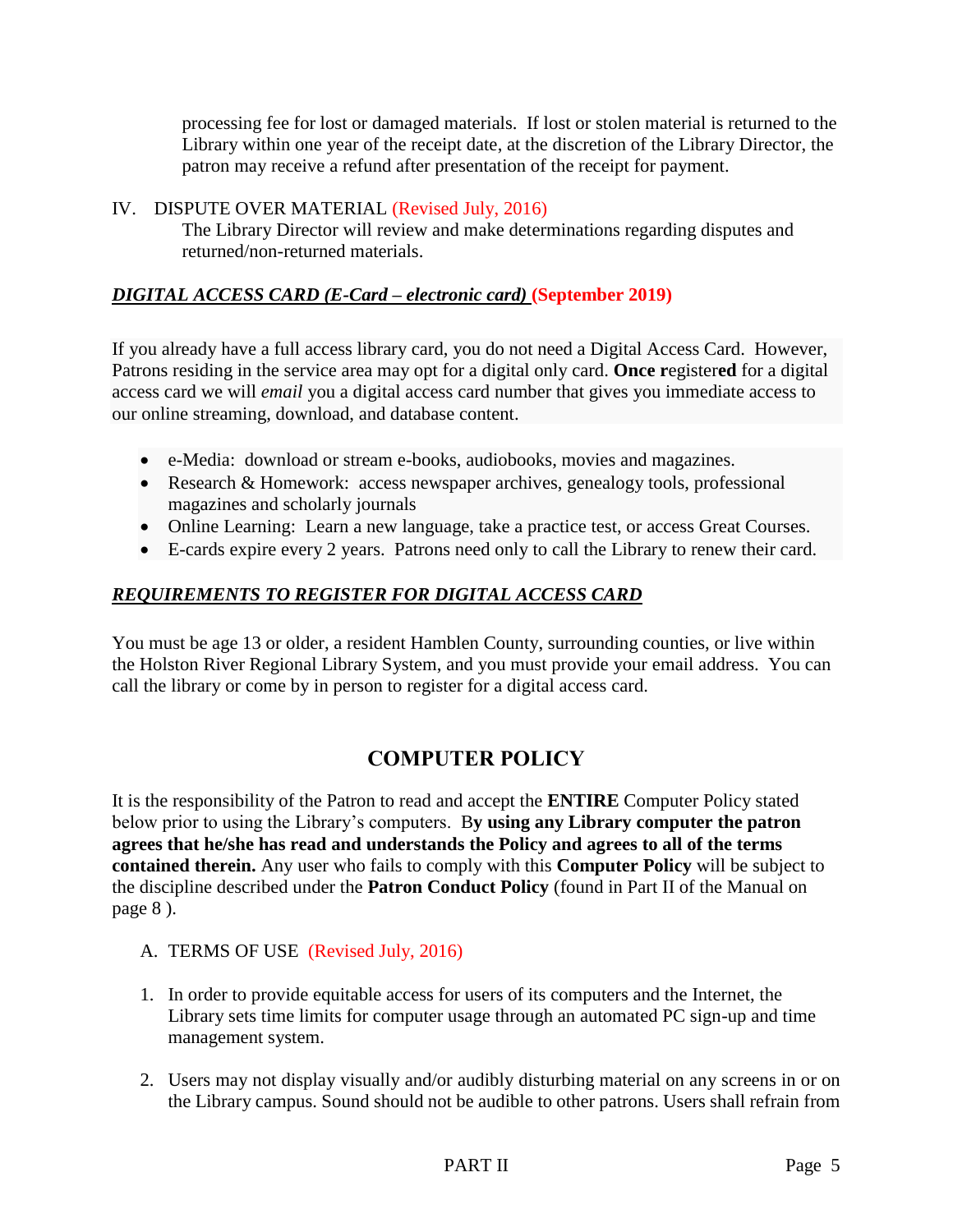processing fee for lost or damaged materials. If lost or stolen material is returned to the Library within one year of the receipt date, at the discretion of the Library Director, the patron may receive a refund after presentation of the receipt for payment.

IV. DISPUTE OVER MATERIAL (Revised July, 2016)

The Library Director will review and make determinations regarding disputes and returned/non-returned materials.

***DIGITAL ACCESS CARD (E-Card – electronic card)*** **(September 2019)**

If you already have a full access library card, you do not need a Digital Access Card. However, Patrons residing in the service area may opt for a digital only card. **Once r**egister**ed** for a digital access card we will *email* you a digital access card number that gives you immediate access to our online streaming, download, and database content.

- e-Media: download or stream e-books, audiobooks, movies and magazines.
- Research & Homework: access newspaper archives, genealogy tools, professional magazines and scholarly journals
- Online Learning: Learn a new language, take a practice test, or access Great Courses.
- E-cards expire every 2 years. Patrons need only to call the Library to renew their card.

***REQUIREMENTS TO REGISTER FOR DIGITAL ACCESS CARD***

You must be age 13 or older, a resident Hamblen County, surrounding counties, or live within the Holston River Regional Library System, and you must provide your email address. You can call the library or come by in person to register for a digital access card.

## COMPUTER POLICY

It is the responsibility of the Patron to read and accept the **ENTIRE** Computer Policy stated below prior to using the Library's computers. B**y using any Library computer the patron agrees that he/she has read and understands the Policy and agrees to all of the terms contained therein.** Any user who fails to comply with this **Computer Policy** will be subject to the discipline described under the **Patron Conduct Policy** (found in Part II of the Manual on page 8 ).

A. TERMS OF USE (Revised July, 2016)

1. In order to provide equitable access for users of its computers and the Internet, the Library sets time limits for computer usage through an automated PC sign-up and time management system.

2. Users may not display visually and/or audibly disturbing material on any screens in or on the Library campus. Sound should not be audible to other patrons. Users shall refrain from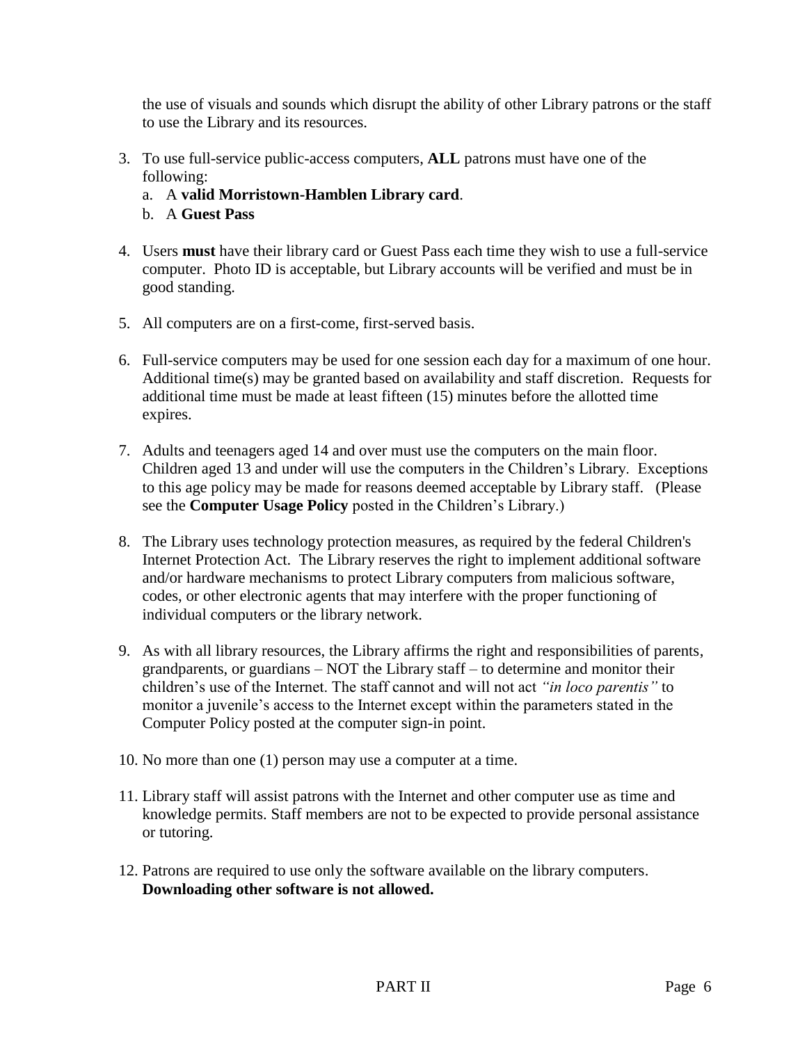the use of visuals and sounds which disrupt the ability of other Library patrons or the staff to use the Library and its resources.

3. To use full-service public-access computers, **ALL** patrons must have one of the following:
   a. A **valid Morristown-Hamblen Library card**.
   b. A **Guest Pass**

4. Users **must** have their library card or Guest Pass each time they wish to use a full-service computer. Photo ID is acceptable, but Library accounts will be verified and must be in good standing.

5. All computers are on a first-come, first-served basis.

6. Full-service computers may be used for one session each day for a maximum of one hour. Additional time(s) may be granted based on availability and staff discretion. Requests for additional time must be made at least fifteen (15) minutes before the allotted time expires.

7. Adults and teenagers aged 14 and over must use the computers on the main floor. Children aged 13 and under will use the computers in the Children's Library. Exceptions to this age policy may be made for reasons deemed acceptable by Library staff. (Please see the **Computer Usage Policy** posted in the Children's Library.)

8. The Library uses technology protection measures, as required by the federal Children's Internet Protection Act. The Library reserves the right to implement additional software and/or hardware mechanisms to protect Library computers from malicious software, codes, or other electronic agents that may interfere with the proper functioning of individual computers or the library network.

9. As with all library resources, the Library affirms the right and responsibilities of parents, grandparents, or guardians – NOT the Library staff – to determine and monitor their children's use of the Internet. The staff cannot and will not act *"in loco parentis"* to monitor a juvenile's access to the Internet except within the parameters stated in the Computer Policy posted at the computer sign-in point.

10. No more than one (1) person may use a computer at a time.

11. Library staff will assist patrons with the Internet and other computer use as time and knowledge permits. Staff members are not to be expected to provide personal assistance or tutoring.

12. Patrons are required to use only the software available on the library computers. **Downloading other software is not allowed.**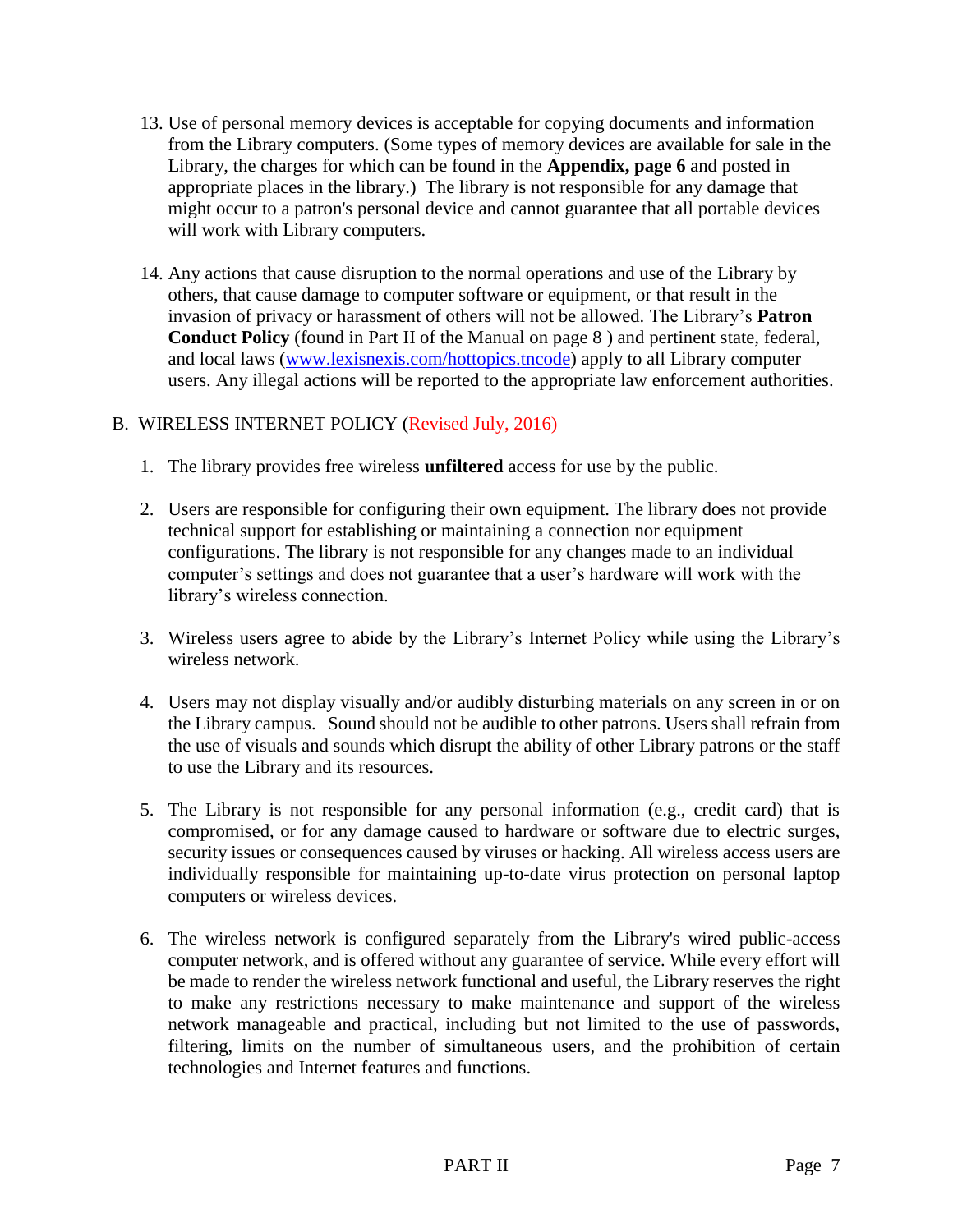13. Use of personal memory devices is acceptable for copying documents and information from the Library computers. (Some types of memory devices are available for sale in the Library, the charges for which can be found in the **Appendix, page 6** and posted in appropriate places in the library.) The library is not responsible for any damage that might occur to a patron's personal device and cannot guarantee that all portable devices will work with Library computers.

14. Any actions that cause disruption to the normal operations and use of the Library by others, that cause damage to computer software or equipment, or that result in the invasion of privacy or harassment of others will not be allowed. The Library's **Patron Conduct Policy** (found in Part II of the Manual on page 8 ) and pertinent state, federal, and local laws ([www.lexisnexis.com/hottopics.tncode](www.lexisnexis.com/hottopics.tncode)) apply to all Library computer users. Any illegal actions will be reported to the appropriate law enforcement authorities.

## B. WIRELESS INTERNET POLICY (Revised July, 2016)

1. The library provides free wireless **unfiltered** access for use by the public.

2. Users are responsible for configuring their own equipment. The library does not provide technical support for establishing or maintaining a connection nor equipment configurations. The library is not responsible for any changes made to an individual computer's settings and does not guarantee that a user's hardware will work with the library's wireless connection.

3. Wireless users agree to abide by the Library's Internet Policy while using the Library's wireless network.

4. Users may not display visually and/or audibly disturbing materials on any screen in or on the Library campus. Sound should not be audible to other patrons. Users shall refrain from the use of visuals and sounds which disrupt the ability of other Library patrons or the staff to use the Library and its resources.

5. The Library is not responsible for any personal information (e.g., credit card) that is compromised, or for any damage caused to hardware or software due to electric surges, security issues or consequences caused by viruses or hacking. All wireless access users are individually responsible for maintaining up-to-date virus protection on personal laptop computers or wireless devices.

6. The wireless network is configured separately from the Library's wired public-access computer network, and is offered without any guarantee of service. While every effort will be made to render the wireless network functional and useful, the Library reserves the right to make any restrictions necessary to make maintenance and support of the wireless network manageable and practical, including but not limited to the use of passwords, filtering, limits on the number of simultaneous users, and the prohibition of certain technologies and Internet features and functions.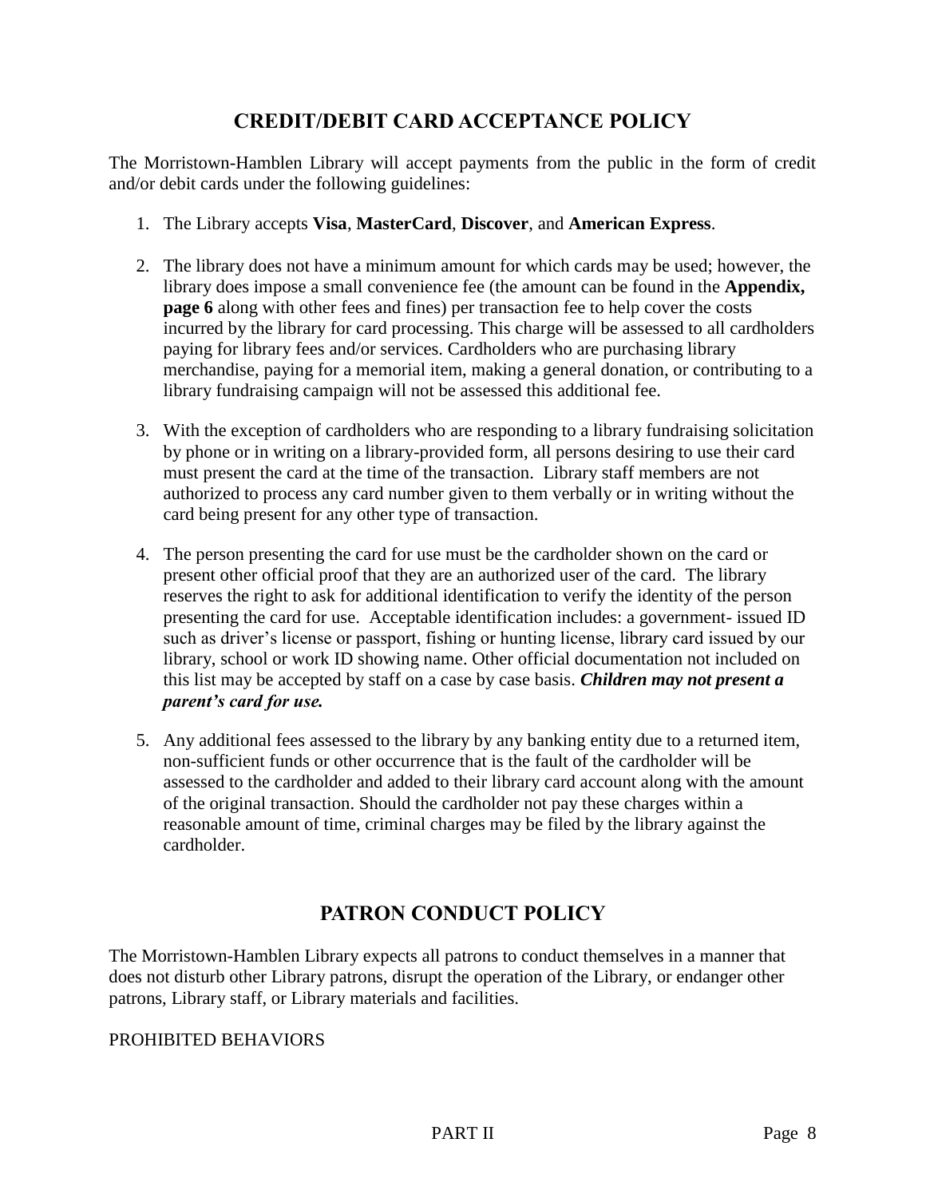## CREDIT/DEBIT CARD ACCEPTANCE POLICY

The Morristown-Hamblen Library will accept payments from the public in the form of credit and/or debit cards under the following guidelines:

1. The Library accepts **Visa**, **MasterCard**, **Discover**, and **American Express**.

2. The library does not have a minimum amount for which cards may be used; however, the library does impose a small convenience fee (the amount can be found in the **Appendix, page 6** along with other fees and fines) per transaction fee to help cover the costs incurred by the library for card processing. This charge will be assessed to all cardholders paying for library fees and/or services. Cardholders who are purchasing library merchandise, paying for a memorial item, making a general donation, or contributing to a library fundraising campaign will not be assessed this additional fee.

3. With the exception of cardholders who are responding to a library fundraising solicitation by phone or in writing on a library-provided form, all persons desiring to use their card must present the card at the time of the transaction. Library staff members are not authorized to process any card number given to them verbally or in writing without the card being present for any other type of transaction.

4. The person presenting the card for use must be the cardholder shown on the card or present other official proof that they are an authorized user of the card. The library reserves the right to ask for additional identification to verify the identity of the person presenting the card for use. Acceptable identification includes: a government- issued ID such as driver's license or passport, fishing or hunting license, library card issued by our library, school or work ID showing name. Other official documentation not included on this list may be accepted by staff on a case by case basis. ***Children may not present a parent's card for use.***

5. Any additional fees assessed to the library by any banking entity due to a returned item, non-sufficient funds or other occurrence that is the fault of the cardholder will be assessed to the cardholder and added to their library card account along with the amount of the original transaction. Should the cardholder not pay these charges within a reasonable amount of time, criminal charges may be filed by the library against the cardholder.

## PATRON CONDUCT POLICY

The Morristown-Hamblen Library expects all patrons to conduct themselves in a manner that does not disturb other Library patrons, disrupt the operation of the Library, or endanger other patrons, Library staff, or Library materials and facilities.

PROHIBITED BEHAVIORS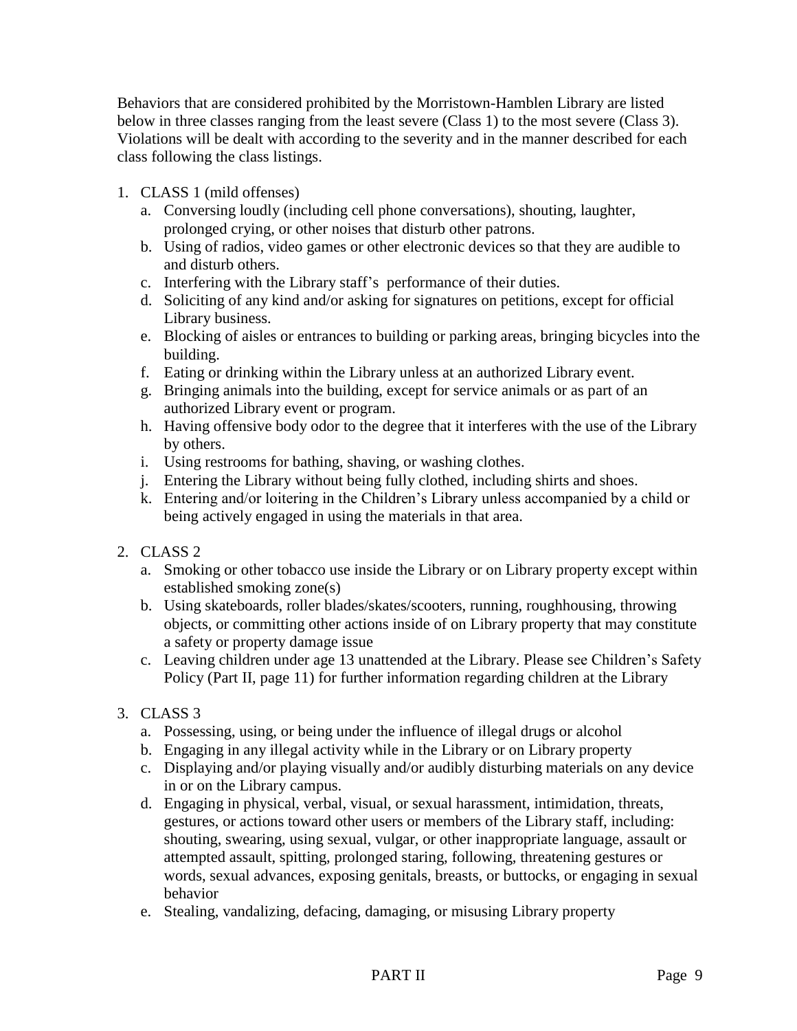Behaviors that are considered prohibited by the Morristown-Hamblen Library are listed below in three classes ranging from the least severe (Class 1) to the most severe (Class 3). Violations will be dealt with according to the severity and in the manner described for each class following the class listings.

1. CLASS 1 (mild offenses)
   a. Conversing loudly (including cell phone conversations), shouting, laughter, prolonged crying, or other noises that disturb other patrons.
   b. Using of radios, video games or other electronic devices so that they are audible to and disturb others.
   c. Interfering with the Library staff's performance of their duties.
   d. Soliciting of any kind and/or asking for signatures on petitions, except for official Library business.
   e. Blocking of aisles or entrances to building or parking areas, bringing bicycles into the building.
   f. Eating or drinking within the Library unless at an authorized Library event.
   g. Bringing animals into the building, except for service animals or as part of an authorized Library event or program.
   h. Having offensive body odor to the degree that it interferes with the use of the Library by others.
   i. Using restrooms for bathing, shaving, or washing clothes.
   j. Entering the Library without being fully clothed, including shirts and shoes.
   k. Entering and/or loitering in the Children's Library unless accompanied by a child or being actively engaged in using the materials in that area.

2. CLASS 2
   a. Smoking or other tobacco use inside the Library or on Library property except within established smoking zone(s)
   b. Using skateboards, roller blades/skates/scooters, running, roughhousing, throwing objects, or committing other actions inside of on Library property that may constitute a safety or property damage issue
   c. Leaving children under age 13 unattended at the Library. Please see Children's Safety Policy (Part II, page 11) for further information regarding children at the Library

3. CLASS 3
   a. Possessing, using, or being under the influence of illegal drugs or alcohol
   b. Engaging in any illegal activity while in the Library or on Library property
   c. Displaying and/or playing visually and/or audibly disturbing materials on any device in or on the Library campus.
   d. Engaging in physical, verbal, visual, or sexual harassment, intimidation, threats, gestures, or actions toward other users or members of the Library staff, including: shouting, swearing, using sexual, vulgar, or other inappropriate language, assault or attempted assault, spitting, prolonged staring, following, threatening gestures or words, sexual advances, exposing genitals, breasts, or buttocks, or engaging in sexual behavior
   e. Stealing, vandalizing, defacing, damaging, or misusing Library property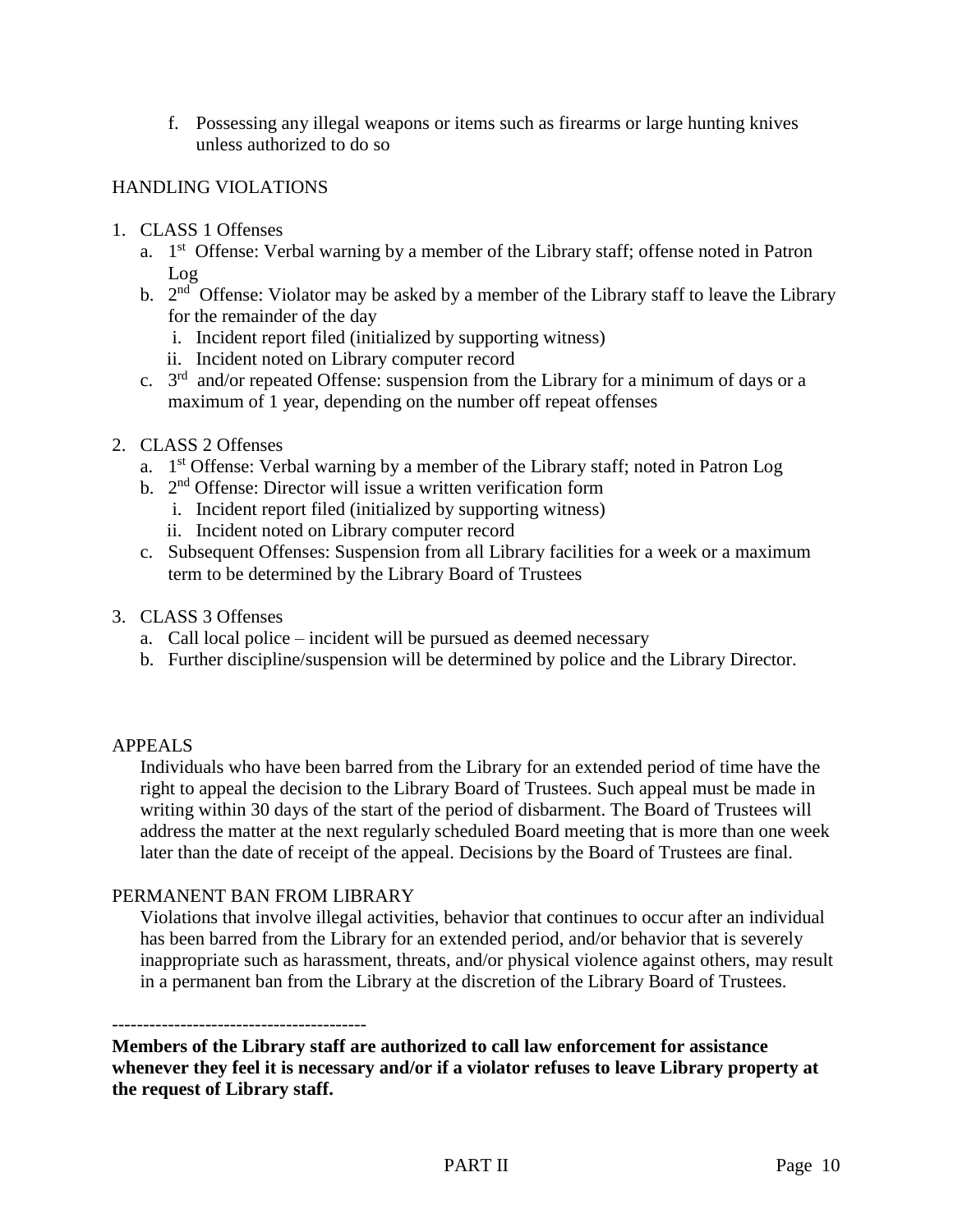f. Possessing any illegal weapons or items such as firearms or large hunting knives unless authorized to do so

## HANDLING VIOLATIONS

1. CLASS 1 Offenses
   a. 1st Offense: Verbal warning by a member of the Library staff; offense noted in Patron Log
   b. 2nd Offense: Violator may be asked by a member of the Library staff to leave the Library for the remainder of the day
      i. Incident report filed (initialized by supporting witness)
      ii. Incident noted on Library computer record
   c. 3rd and/or repeated Offense: suspension from the Library for a minimum of days or a maximum of 1 year, depending on the number off repeat offenses

2. CLASS 2 Offenses
   a. 1st Offense: Verbal warning by a member of the Library staff; noted in Patron Log
   b. 2nd Offense: Director will issue a written verification form
      i. Incident report filed (initialized by supporting witness)
      ii. Incident noted on Library computer record
   c. Subsequent Offenses: Suspension from all Library facilities for a week or a maximum term to be determined by the Library Board of Trustees

3. CLASS 3 Offenses
   a. Call local police – incident will be pursued as deemed necessary
   b. Further discipline/suspension will be determined by police and the Library Director.

## APPEALS

Individuals who have been barred from the Library for an extended period of time have the right to appeal the decision to the Library Board of Trustees. Such appeal must be made in writing within 30 days of the start of the period of disbarment. The Board of Trustees will address the matter at the next regularly scheduled Board meeting that is more than one week later than the date of receipt of the appeal. Decisions by the Board of Trustees are final.

## PERMANENT BAN FROM LIBRARY

Violations that involve illegal activities, behavior that continues to occur after an individual has been barred from the Library for an extended period, and/or behavior that is severely inappropriate such as harassment, threats, and/or physical violence against others, may result in a permanent ban from the Library at the discretion of the Library Board of Trustees.

-----------------------------------------

**Members of the Library staff are authorized to call law enforcement for assistance whenever they feel it is necessary and/or if a violator refuses to leave Library property at the request of Library staff.**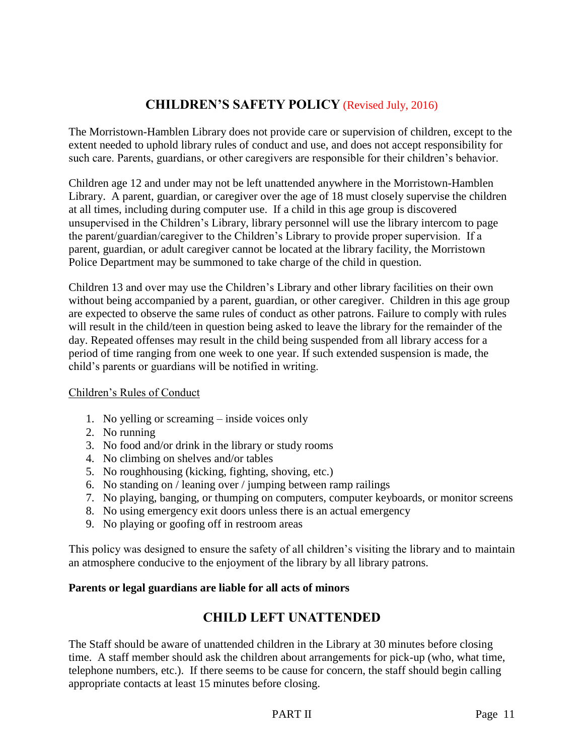## CHILDREN'S SAFETY POLICY (Revised July, 2016)

The Morristown-Hamblen Library does not provide care or supervision of children, except to the extent needed to uphold library rules of conduct and use, and does not accept responsibility for such care. Parents, guardians, or other caregivers are responsible for their children's behavior.

Children age 12 and under may not be left unattended anywhere in the Morristown-Hamblen Library. A parent, guardian, or caregiver over the age of 18 must closely supervise the children at all times, including during computer use. If a child in this age group is discovered unsupervised in the Children's Library, library personnel will use the library intercom to page the parent/guardian/caregiver to the Children's Library to provide proper supervision. If a parent, guardian, or adult caregiver cannot be located at the library facility, the Morristown Police Department may be summoned to take charge of the child in question.

Children 13 and over may use the Children's Library and other library facilities on their own without being accompanied by a parent, guardian, or other caregiver. Children in this age group are expected to observe the same rules of conduct as other patrons. Failure to comply with rules will result in the child/teen in question being asked to leave the library for the remainder of the day. Repeated offenses may result in the child being suspended from all library access for a period of time ranging from one week to one year. If such extended suspension is made, the child's parents or guardians will be notified in writing.

Children's Rules of Conduct

1. No yelling or screaming – inside voices only
2. No running
3. No food and/or drink in the library or study rooms
4. No climbing on shelves and/or tables
5. No roughhousing (kicking, fighting, shoving, etc.)
6. No standing on / leaning over / jumping between ramp railings
7. No playing, banging, or thumping on computers, computer keyboards, or monitor screens
8. No using emergency exit doors unless there is an actual emergency
9. No playing or goofing off in restroom areas

This policy was designed to ensure the safety of all children's visiting the library and to maintain an atmosphere conducive to the enjoyment of the library by all library patrons.

**Parents or legal guardians are liable for all acts of minors**

## CHILD LEFT UNATTENDED

The Staff should be aware of unattended children in the Library at 30 minutes before closing time. A staff member should ask the children about arrangements for pick-up (who, what time, telephone numbers, etc.). If there seems to be cause for concern, the staff should begin calling appropriate contacts at least 15 minutes before closing.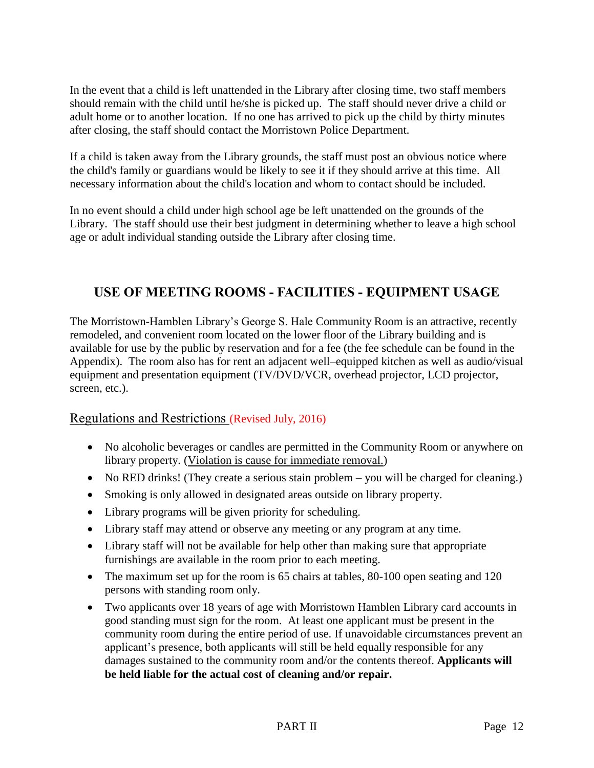In the event that a child is left unattended in the Library after closing time, two staff members should remain with the child until he/she is picked up. The staff should never drive a child or adult home or to another location. If no one has arrived to pick up the child by thirty minutes after closing, the staff should contact the Morristown Police Department.

If a child is taken away from the Library grounds, the staff must post an obvious notice where the child's family or guardians would be likely to see it if they should arrive at this time. All necessary information about the child's location and whom to contact should be included.

In no event should a child under high school age be left unattended on the grounds of the Library. The staff should use their best judgment in determining whether to leave a high school age or adult individual standing outside the Library after closing time.

## USE OF MEETING ROOMS - FACILITIES - EQUIPMENT USAGE

The Morristown-Hamblen Library's George S. Hale Community Room is an attractive, recently remodeled, and convenient room located on the lower floor of the Library building and is available for use by the public by reservation and for a fee (the fee schedule can be found in the Appendix). The room also has for rent an adjacent well–equipped kitchen as well as audio/visual equipment and presentation equipment (TV/DVD/VCR, overhead projector, LCD projector, screen, etc.).

### Regulations and Restrictions (Revised July, 2016)

- No alcoholic beverages or candles are permitted in the Community Room or anywhere on library property. (Violation is cause for immediate removal.)
- No RED drinks! (They create a serious stain problem – you will be charged for cleaning.)
- Smoking is only allowed in designated areas outside on library property.
- Library programs will be given priority for scheduling.
- Library staff may attend or observe any meeting or any program at any time.
- Library staff will not be available for help other than making sure that appropriate furnishings are available in the room prior to each meeting.
- The maximum set up for the room is 65 chairs at tables, 80-100 open seating and 120 persons with standing room only.
- Two applicants over 18 years of age with Morristown Hamblen Library card accounts in good standing must sign for the room. At least one applicant must be present in the community room during the entire period of use. If unavoidable circumstances prevent an applicant's presence, both applicants will still be held equally responsible for any damages sustained to the community room and/or the contents thereof. **Applicants will be held liable for the actual cost of cleaning and/or repair.**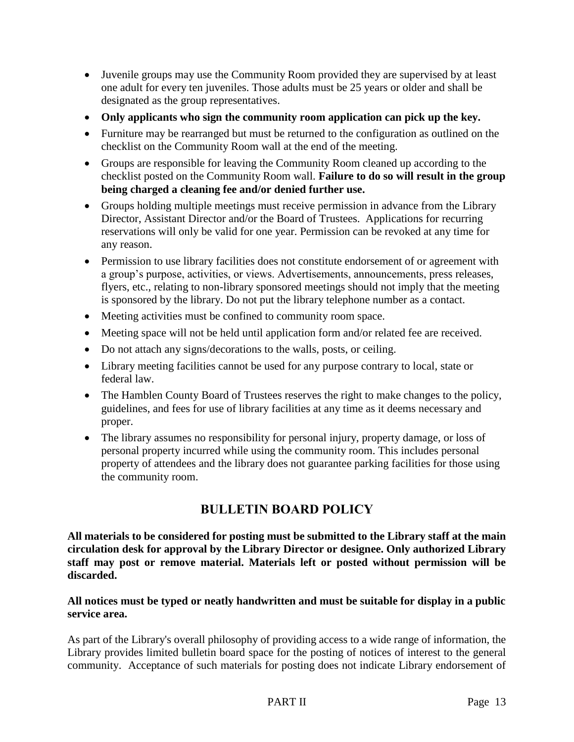- Juvenile groups may use the Community Room provided they are supervised by at least one adult for every ten juveniles. Those adults must be 25 years or older and shall be designated as the group representatives.
- **Only applicants who sign the community room application can pick up the key.**
- Furniture may be rearranged but must be returned to the configuration as outlined on the checklist on the Community Room wall at the end of the meeting.
- Groups are responsible for leaving the Community Room cleaned up according to the checklist posted on the Community Room wall. **Failure to do so will result in the group being charged a cleaning fee and/or denied further use.**
- Groups holding multiple meetings must receive permission in advance from the Library Director, Assistant Director and/or the Board of Trustees. Applications for recurring reservations will only be valid for one year. Permission can be revoked at any time for any reason.
- Permission to use library facilities does not constitute endorsement of or agreement with a group's purpose, activities, or views. Advertisements, announcements, press releases, flyers, etc., relating to non-library sponsored meetings should not imply that the meeting is sponsored by the library. Do not put the library telephone number as a contact.
- Meeting activities must be confined to community room space.
- Meeting space will not be held until application form and/or related fee are received.
- Do not attach any signs/decorations to the walls, posts, or ceiling.
- Library meeting facilities cannot be used for any purpose contrary to local, state or federal law.
- The Hamblen County Board of Trustees reserves the right to make changes to the policy, guidelines, and fees for use of library facilities at any time as it deems necessary and proper.
- The library assumes no responsibility for personal injury, property damage, or loss of personal property incurred while using the community room. This includes personal property of attendees and the library does not guarantee parking facilities for those using the community room.

## BULLETIN BOARD POLICY

**All materials to be considered for posting must be submitted to the Library staff at the main circulation desk for approval by the Library Director or designee. Only authorized Library staff may post or remove material. Materials left or posted without permission will be discarded.**

**All notices must be typed or neatly handwritten and must be suitable for display in a public service area.**

As part of the Library's overall philosophy of providing access to a wide range of information, the Library provides limited bulletin board space for the posting of notices of interest to the general community. Acceptance of such materials for posting does not indicate Library endorsement of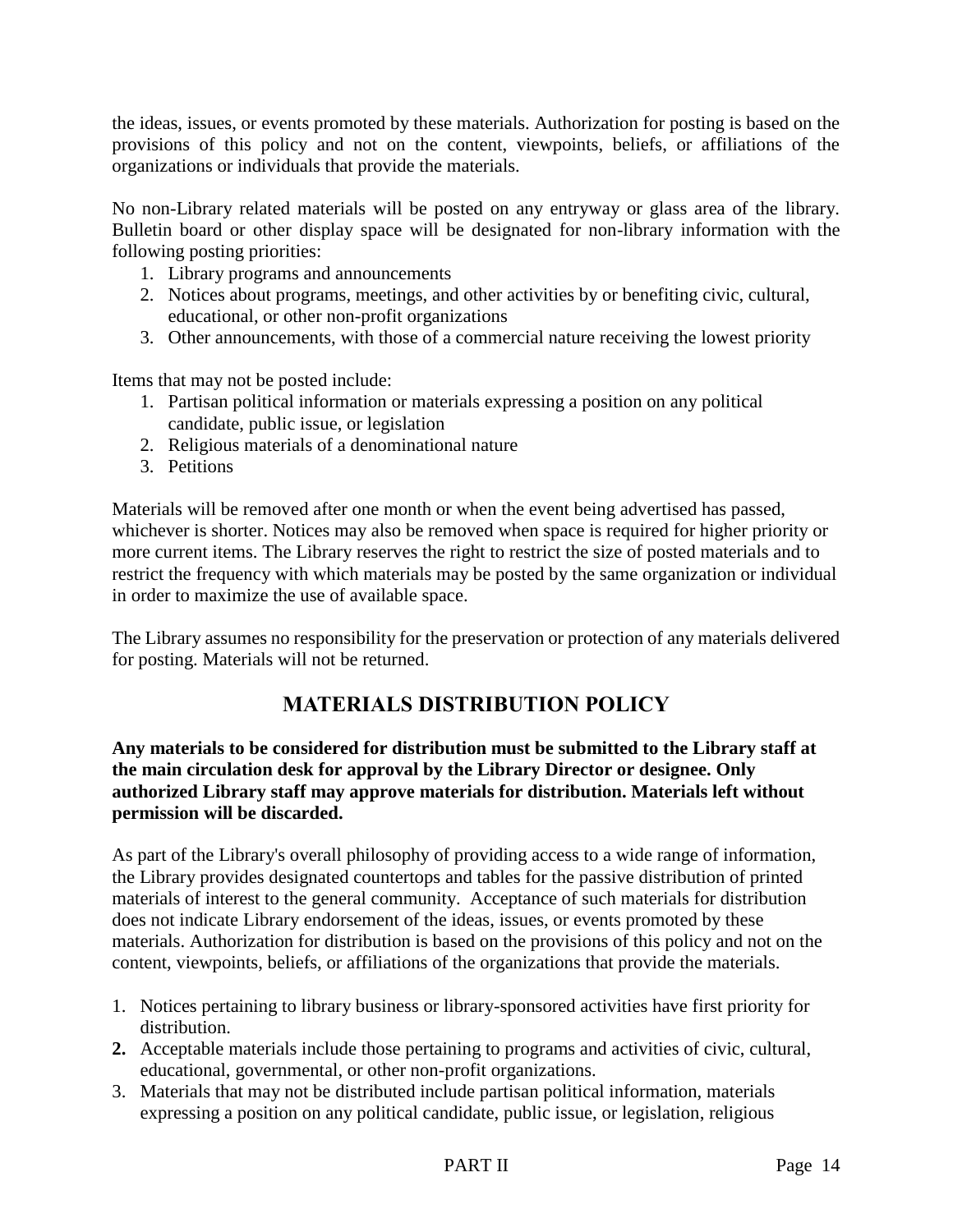the ideas, issues, or events promoted by these materials. Authorization for posting is based on the provisions of this policy and not on the content, viewpoints, beliefs, or affiliations of the organizations or individuals that provide the materials.

No non-Library related materials will be posted on any entryway or glass area of the library. Bulletin board or other display space will be designated for non-library information with the following posting priorities:

1. Library programs and announcements
2. Notices about programs, meetings, and other activities by or benefiting civic, cultural, educational, or other non-profit organizations
3. Other announcements, with those of a commercial nature receiving the lowest priority

Items that may not be posted include:

1. Partisan political information or materials expressing a position on any political candidate, public issue, or legislation
2. Religious materials of a denominational nature
3. Petitions

Materials will be removed after one month or when the event being advertised has passed, whichever is shorter. Notices may also be removed when space is required for higher priority or more current items. The Library reserves the right to restrict the size of posted materials and to restrict the frequency with which materials may be posted by the same organization or individual in order to maximize the use of available space.

The Library assumes no responsibility for the preservation or protection of any materials delivered for posting. Materials will not be returned.

## MATERIALS DISTRIBUTION POLICY

**Any materials to be considered for distribution must be submitted to the Library staff at the main circulation desk for approval by the Library Director or designee. Only authorized Library staff may approve materials for distribution. Materials left without permission will be discarded.**

As part of the Library's overall philosophy of providing access to a wide range of information, the Library provides designated countertops and tables for the passive distribution of printed materials of interest to the general community. Acceptance of such materials for distribution does not indicate Library endorsement of the ideas, issues, or events promoted by these materials. Authorization for distribution is based on the provisions of this policy and not on the content, viewpoints, beliefs, or affiliations of the organizations that provide the materials.

1. Notices pertaining to library business or library-sponsored activities have first priority for distribution.
2. Acceptable materials include those pertaining to programs and activities of civic, cultural, educational, governmental, or other non-profit organizations.
3. Materials that may not be distributed include partisan political information, materials expressing a position on any political candidate, public issue, or legislation, religious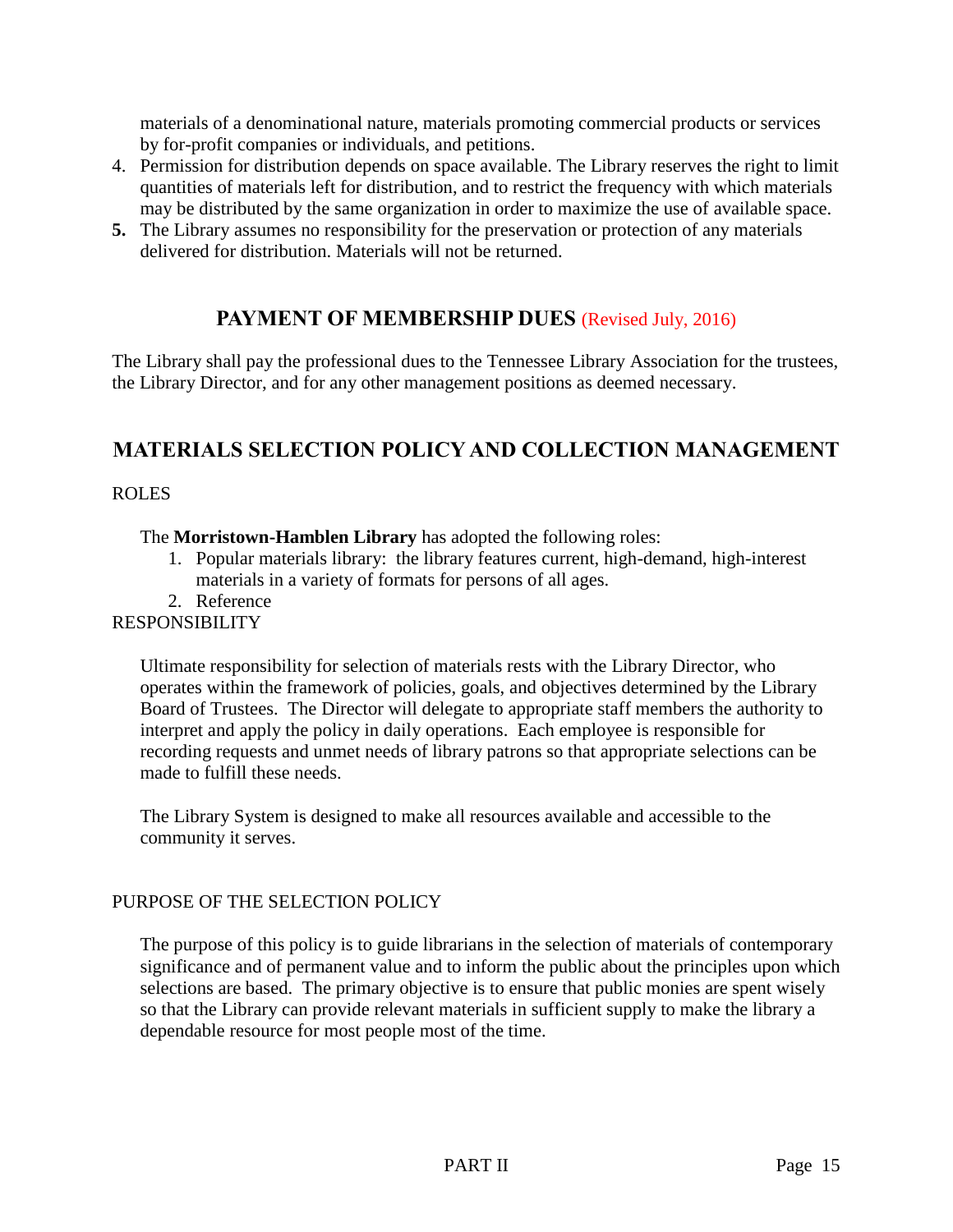materials of a denominational nature, materials promoting commercial products or services by for-profit companies or individuals, and petitions.

4. Permission for distribution depends on space available. The Library reserves the right to limit quantities of materials left for distribution, and to restrict the frequency with which materials may be distributed by the same organization in order to maximize the use of available space.
5. The Library assumes no responsibility for the preservation or protection of any materials delivered for distribution. Materials will not be returned.

## PAYMENT OF MEMBERSHIP DUES (Revised July, 2016)

The Library shall pay the professional dues to the Tennessee Library Association for the trustees, the Library Director, and for any other management positions as deemed necessary.

## MATERIALS SELECTION POLICY AND COLLECTION MANAGEMENT

ROLES

The **Morristown-Hamblen Library** has adopted the following roles:

1. Popular materials library: the library features current, high-demand, high-interest materials in a variety of formats for persons of all ages.
2. Reference

RESPONSIBILITY

Ultimate responsibility for selection of materials rests with the Library Director, who operates within the framework of policies, goals, and objectives determined by the Library Board of Trustees. The Director will delegate to appropriate staff members the authority to interpret and apply the policy in daily operations. Each employee is responsible for recording requests and unmet needs of library patrons so that appropriate selections can be made to fulfill these needs.

The Library System is designed to make all resources available and accessible to the community it serves.

PURPOSE OF THE SELECTION POLICY

The purpose of this policy is to guide librarians in the selection of materials of contemporary significance and of permanent value and to inform the public about the principles upon which selections are based. The primary objective is to ensure that public monies are spent wisely so that the Library can provide relevant materials in sufficient supply to make the library a dependable resource for most people most of the time.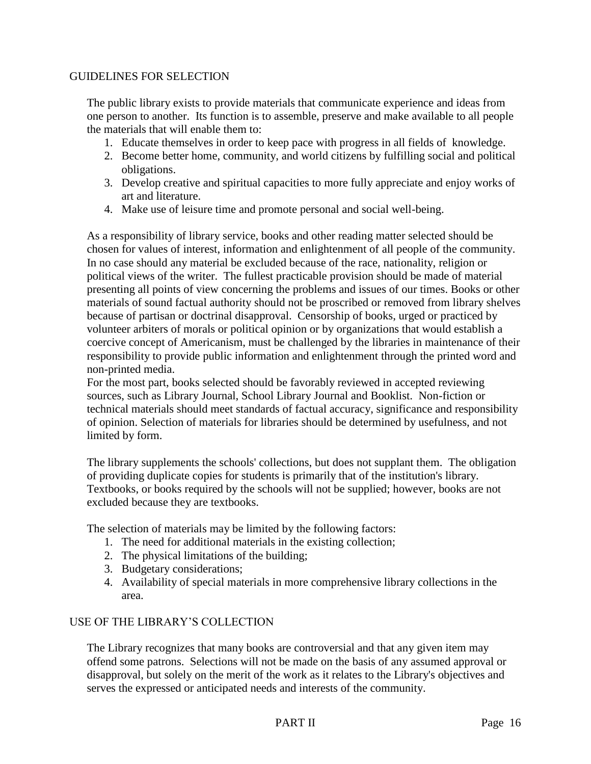## GUIDELINES FOR SELECTION

The public library exists to provide materials that communicate experience and ideas from one person to another. Its function is to assemble, preserve and make available to all people the materials that will enable them to:

1. Educate themselves in order to keep pace with progress in all fields of knowledge.
2. Become better home, community, and world citizens by fulfilling social and political obligations.
3. Develop creative and spiritual capacities to more fully appreciate and enjoy works of art and literature.
4. Make use of leisure time and promote personal and social well-being.

As a responsibility of library service, books and other reading matter selected should be chosen for values of interest, information and enlightenment of all people of the community. In no case should any material be excluded because of the race, nationality, religion or political views of the writer. The fullest practicable provision should be made of material presenting all points of view concerning the problems and issues of our times. Books or other materials of sound factual authority should not be proscribed or removed from library shelves because of partisan or doctrinal disapproval. Censorship of books, urged or practiced by volunteer arbiters of morals or political opinion or by organizations that would establish a coercive concept of Americanism, must be challenged by the libraries in maintenance of their responsibility to provide public information and enlightenment through the printed word and non-printed media.

For the most part, books selected should be favorably reviewed in accepted reviewing sources, such as Library Journal, School Library Journal and Booklist. Non-fiction or technical materials should meet standards of factual accuracy, significance and responsibility of opinion. Selection of materials for libraries should be determined by usefulness, and not limited by form.

The library supplements the schools' collections, but does not supplant them. The obligation of providing duplicate copies for students is primarily that of the institution's library. Textbooks, or books required by the schools will not be supplied; however, books are not excluded because they are textbooks.

The selection of materials may be limited by the following factors:

1. The need for additional materials in the existing collection;
2. The physical limitations of the building;
3. Budgetary considerations;
4. Availability of special materials in more comprehensive library collections in the area.

## USE OF THE LIBRARY'S COLLECTION

The Library recognizes that many books are controversial and that any given item may offend some patrons. Selections will not be made on the basis of any assumed approval or disapproval, but solely on the merit of the work as it relates to the Library's objectives and serves the expressed or anticipated needs and interests of the community.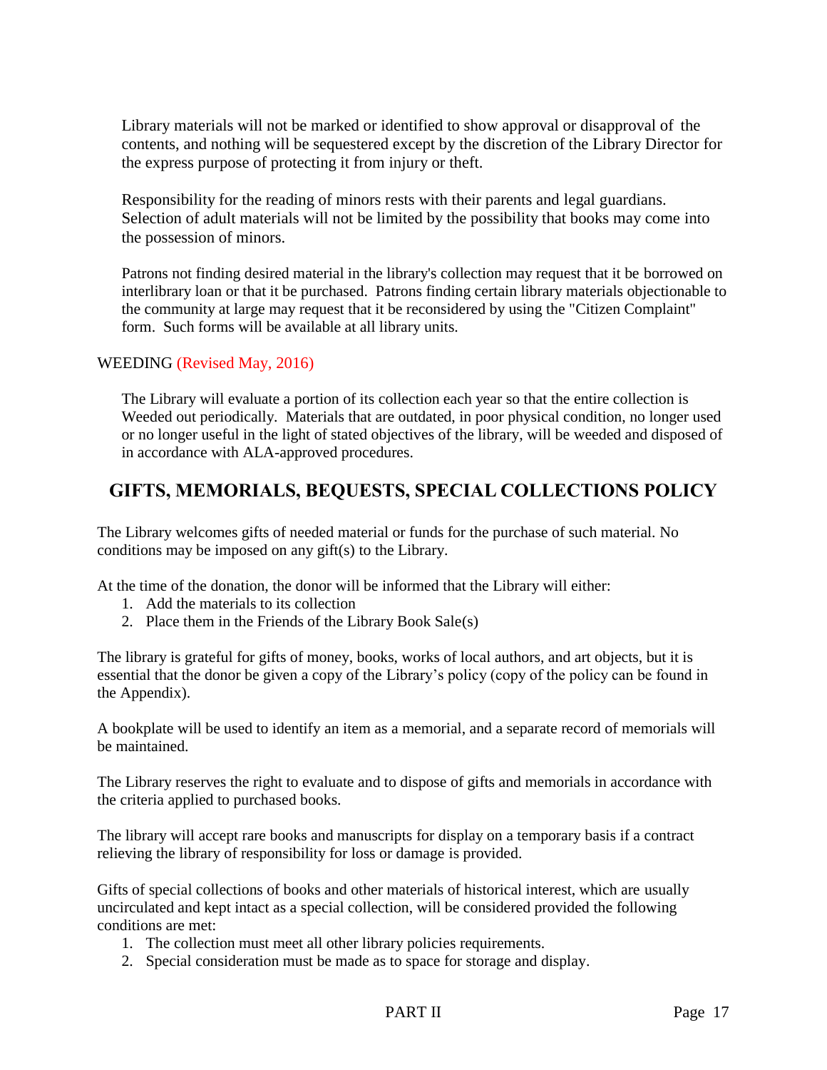Library materials will not be marked or identified to show approval or disapproval of the contents, and nothing will be sequestered except by the discretion of the Library Director for the express purpose of protecting it from injury or theft.

Responsibility for the reading of minors rests with their parents and legal guardians. Selection of adult materials will not be limited by the possibility that books may come into the possession of minors.

Patrons not finding desired material in the library's collection may request that it be borrowed on interlibrary loan or that it be purchased. Patrons finding certain library materials objectionable to the community at large may request that it be reconsidered by using the "Citizen Complaint" form. Such forms will be available at all library units.

WEEDING (Revised May, 2016)

The Library will evaluate a portion of its collection each year so that the entire collection is Weeded out periodically. Materials that are outdated, in poor physical condition, no longer used or no longer useful in the light of stated objectives of the library, will be weeded and disposed of in accordance with ALA-approved procedures.

## GIFTS, MEMORIALS, BEQUESTS, SPECIAL COLLECTIONS POLICY

The Library welcomes gifts of needed material or funds for the purchase of such material. No conditions may be imposed on any gift(s) to the Library.

At the time of the donation, the donor will be informed that the Library will either:

1. Add the materials to its collection
2. Place them in the Friends of the Library Book Sale(s)

The library is grateful for gifts of money, books, works of local authors, and art objects, but it is essential that the donor be given a copy of the Library's policy (copy of the policy can be found in the Appendix).

A bookplate will be used to identify an item as a memorial, and a separate record of memorials will be maintained.

The Library reserves the right to evaluate and to dispose of gifts and memorials in accordance with the criteria applied to purchased books.

The library will accept rare books and manuscripts for display on a temporary basis if a contract relieving the library of responsibility for loss or damage is provided.

Gifts of special collections of books and other materials of historical interest, which are usually uncirculated and kept intact as a special collection, will be considered provided the following conditions are met:

1. The collection must meet all other library policies requirements.
2. Special consideration must be made as to space for storage and display.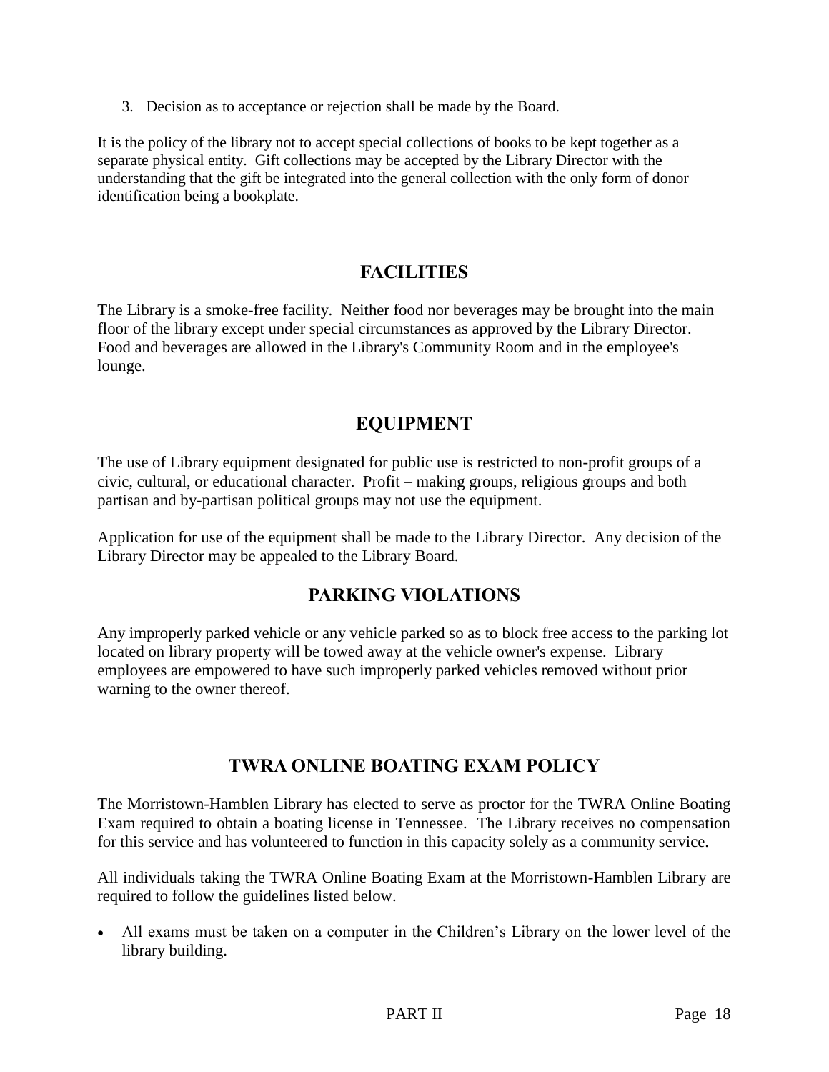3. Decision as to acceptance or rejection shall be made by the Board.

It is the policy of the library not to accept special collections of books to be kept together as a separate physical entity. Gift collections may be accepted by the Library Director with the understanding that the gift be integrated into the general collection with the only form of donor identification being a bookplate.

## FACILITIES

The Library is a smoke-free facility. Neither food nor beverages may be brought into the main floor of the library except under special circumstances as approved by the Library Director. Food and beverages are allowed in the Library's Community Room and in the employee's lounge.

## EQUIPMENT

The use of Library equipment designated for public use is restricted to non-profit groups of a civic, cultural, or educational character. Profit – making groups, religious groups and both partisan and by-partisan political groups may not use the equipment.

Application for use of the equipment shall be made to the Library Director. Any decision of the Library Director may be appealed to the Library Board.

## PARKING VIOLATIONS

Any improperly parked vehicle or any vehicle parked so as to block free access to the parking lot located on library property will be towed away at the vehicle owner's expense. Library employees are empowered to have such improperly parked vehicles removed without prior warning to the owner thereof.

## TWRA ONLINE BOATING EXAM POLICY

The Morristown-Hamblen Library has elected to serve as proctor for the TWRA Online Boating Exam required to obtain a boating license in Tennessee. The Library receives no compensation for this service and has volunteered to function in this capacity solely as a community service.

All individuals taking the TWRA Online Boating Exam at the Morristown-Hamblen Library are required to follow the guidelines listed below.

- All exams must be taken on a computer in the Children's Library on the lower level of the library building.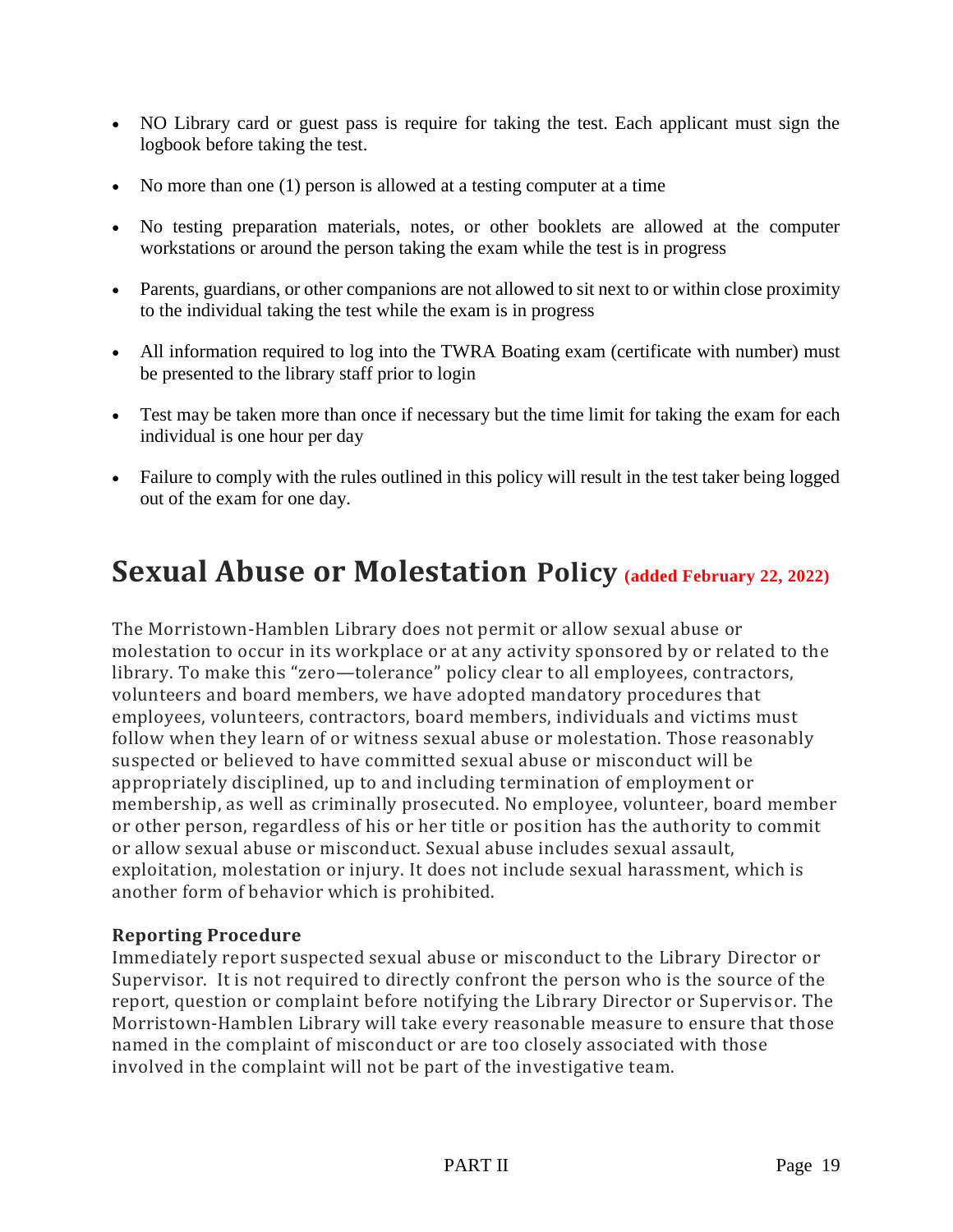- NO Library card or guest pass is require for taking the test. Each applicant must sign the logbook before taking the test.
- No more than one (1) person is allowed at a testing computer at a time
- No testing preparation materials, notes, or other booklets are allowed at the computer workstations or around the person taking the exam while the test is in progress
- Parents, guardians, or other companions are not allowed to sit next to or within close proximity to the individual taking the test while the exam is in progress
- All information required to log into the TWRA Boating exam (certificate with number) must be presented to the library staff prior to login
- Test may be taken more than once if necessary but the time limit for taking the exam for each individual is one hour per day
- Failure to comply with the rules outlined in this policy will result in the test taker being logged out of the exam for one day.

# Sexual Abuse or Molestation Policy (added February 22, 2022)

The Morristown-Hamblen Library does not permit or allow sexual abuse or molestation to occur in its workplace or at any activity sponsored by or related to the library. To make this "zero—tolerance" policy clear to all employees, contractors, volunteers and board members, we have adopted mandatory procedures that employees, volunteers, contractors, board members, individuals and victims must follow when they learn of or witness sexual abuse or molestation. Those reasonably suspected or believed to have committed sexual abuse or misconduct will be appropriately disciplined, up to and including termination of employment or membership, as well as criminally prosecuted. No employee, volunteer, board member or other person, regardless of his or her title or position has the authority to commit or allow sexual abuse or misconduct. Sexual abuse includes sexual assault, exploitation, molestation or injury. It does not include sexual harassment, which is another form of behavior which is prohibited.

**Reporting Procedure**

Immediately report suspected sexual abuse or misconduct to the Library Director or Supervisor. It is not required to directly confront the person who is the source of the report, question or complaint before notifying the Library Director or Supervisor. The Morristown-Hamblen Library will take every reasonable measure to ensure that those named in the complaint of misconduct or are too closely associated with those involved in the complaint will not be part of the investigative team.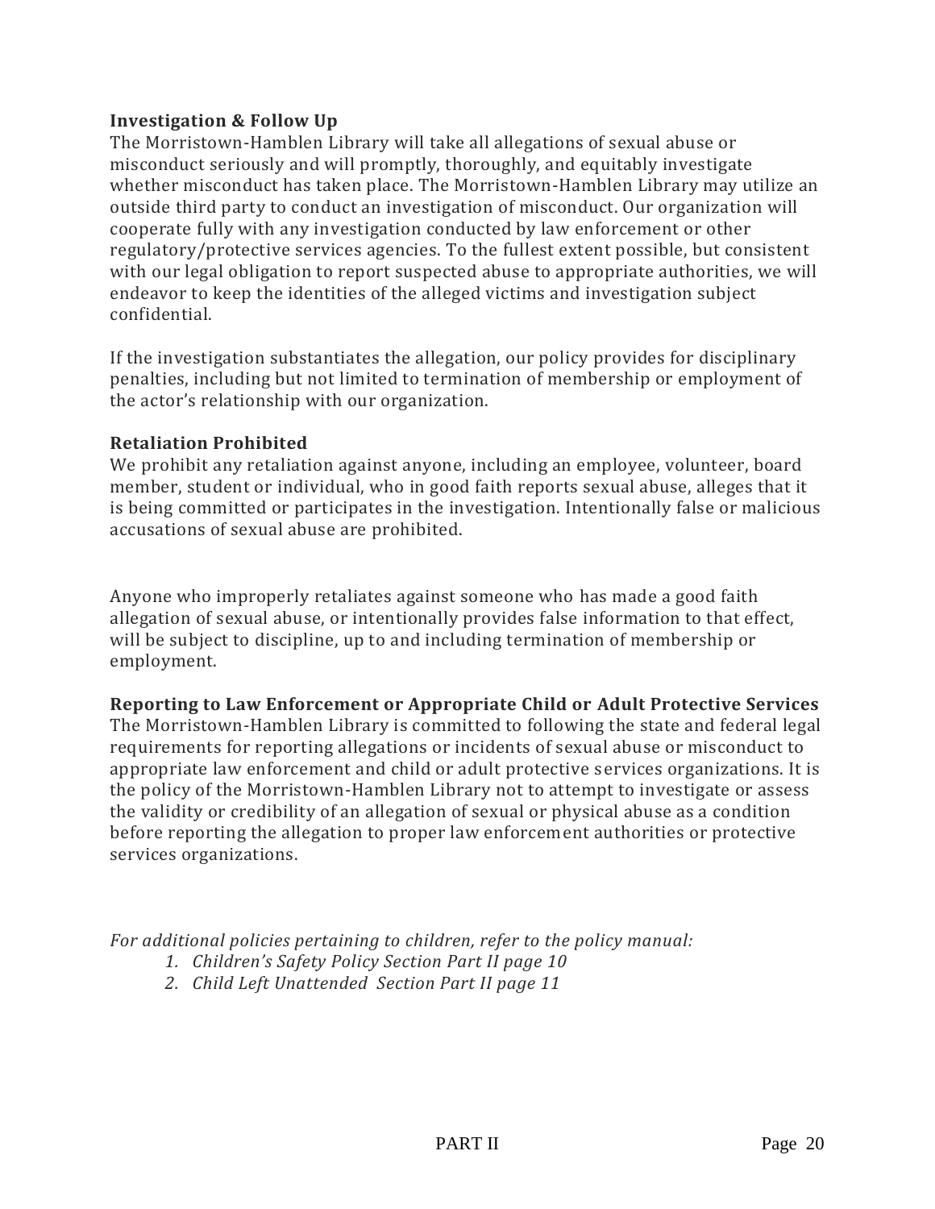**Investigation & Follow Up**

The Morristown-Hamblen Library will take all allegations of sexual abuse or misconduct seriously and will promptly, thoroughly, and equitably investigate whether misconduct has taken place. The Morristown-Hamblen Library may utilize an outside third party to conduct an investigation of misconduct. Our organization will cooperate fully with any investigation conducted by law enforcement or other regulatory/protective services agencies. To the fullest extent possible, but consistent with our legal obligation to report suspected abuse to appropriate authorities, we will endeavor to keep the identities of the alleged victims and investigation subject confidential.

If the investigation substantiates the allegation, our policy provides for disciplinary penalties, including but not limited to termination of membership or employment of the actor's relationship with our organization.

**Retaliation Prohibited**

We prohibit any retaliation against anyone, including an employee, volunteer, board member, student or individual, who in good faith reports sexual abuse, alleges that it is being committed or participates in the investigation. Intentionally false or malicious accusations of sexual abuse are prohibited.

Anyone who improperly retaliates against someone who has made a good faith allegation of sexual abuse, or intentionally provides false information to that effect, will be subject to discipline, up to and including termination of membership or employment.

**Reporting to Law Enforcement or Appropriate Child or Adult Protective Services**

The Morristown-Hamblen Library is committed to following the state and federal legal requirements for reporting allegations or incidents of sexual abuse or misconduct to appropriate law enforcement and child or adult protective services organizations. It is the policy of the Morristown-Hamblen Library not to attempt to investigate or assess the validity or credibility of an allegation of sexual or physical abuse as a condition before reporting the allegation to proper law enforcement authorities or protective services organizations.

*For additional policies pertaining to children, refer to the policy manual:*

1. *Children's Safety Policy Section Part II page 10*
2. *Child Left Unattended Section Part II page 11*